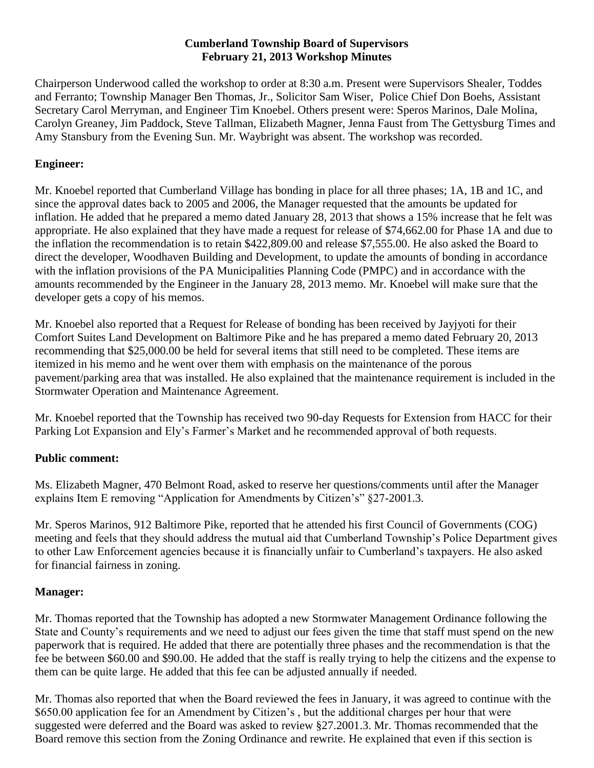**Cumberland Township Board of Supervisors**
**February 21, 2013 Workshop Minutes**

Chairperson Underwood called the workshop to order at 8:30 a.m. Present were Supervisors Shealer, Toddes and Ferranto; Township Manager Ben Thomas, Jr., Solicitor Sam Wiser, Police Chief Don Boehs, Assistant Secretary Carol Merryman, and Engineer Tim Knoebel. Others present were: Speros Marinos, Dale Molina, Carolyn Greaney, Jim Paddock, Steve Tallman, Elizabeth Magner, Jenna Faust from The Gettysburg Times and Amy Stansbury from the Evening Sun. Mr. Waybright was absent. The workshop was recorded.

## Engineer:

Mr. Knoebel reported that Cumberland Village has bonding in place for all three phases; 1A, 1B and 1C, and since the approval dates back to 2005 and 2006, the Manager requested that the amounts be updated for inflation. He added that he prepared a memo dated January 28, 2013 that shows a 15% increase that he felt was appropriate. He also explained that they have made a request for release of $74,662.00 for Phase 1A and due to the inflation the recommendation is to retain $422,809.00 and release $7,555.00. He also asked the Board to direct the developer, Woodhaven Building and Development, to update the amounts of bonding in accordance with the inflation provisions of the PA Municipalities Planning Code (PMPC) and in accordance with the amounts recommended by the Engineer in the January 28, 2013 memo. Mr. Knoebel will make sure that the developer gets a copy of his memos.

Mr. Knoebel also reported that a Request for Release of bonding has been received by Jayjyoti for their Comfort Suites Land Development on Baltimore Pike and he has prepared a memo dated February 20, 2013 recommending that $25,000.00 be held for several items that still need to be completed. These items are itemized in his memo and he went over them with emphasis on the maintenance of the porous pavement/parking area that was installed. He also explained that the maintenance requirement is included in the Stormwater Operation and Maintenance Agreement.

Mr. Knoebel reported that the Township has received two 90-day Requests for Extension from HACC for their Parking Lot Expansion and Ely's Farmer's Market and he recommended approval of both requests.

## Public comment:

Ms. Elizabeth Magner, 470 Belmont Road, asked to reserve her questions/comments until after the Manager explains Item E removing "Application for Amendments by Citizen's" §27-2001.3.

Mr. Speros Marinos, 912 Baltimore Pike, reported that he attended his first Council of Governments (COG) meeting and feels that they should address the mutual aid that Cumberland Township's Police Department gives to other Law Enforcement agencies because it is financially unfair to Cumberland's taxpayers. He also asked for financial fairness in zoning.

## Manager:

Mr. Thomas reported that the Township has adopted a new Stormwater Management Ordinance following the State and County's requirements and we need to adjust our fees given the time that staff must spend on the new paperwork that is required. He added that there are potentially three phases and the recommendation is that the fee be between $60.00 and $90.00. He added that the staff is really trying to help the citizens and the expense to them can be quite large. He added that this fee can be adjusted annually if needed.

Mr. Thomas also reported that when the Board reviewed the fees in January, it was agreed to continue with the $650.00 application fee for an Amendment by Citizen's , but the additional charges per hour that were suggested were deferred and the Board was asked to review §27.2001.3. Mr. Thomas recommended that the Board remove this section from the Zoning Ordinance and rewrite. He explained that even if this section is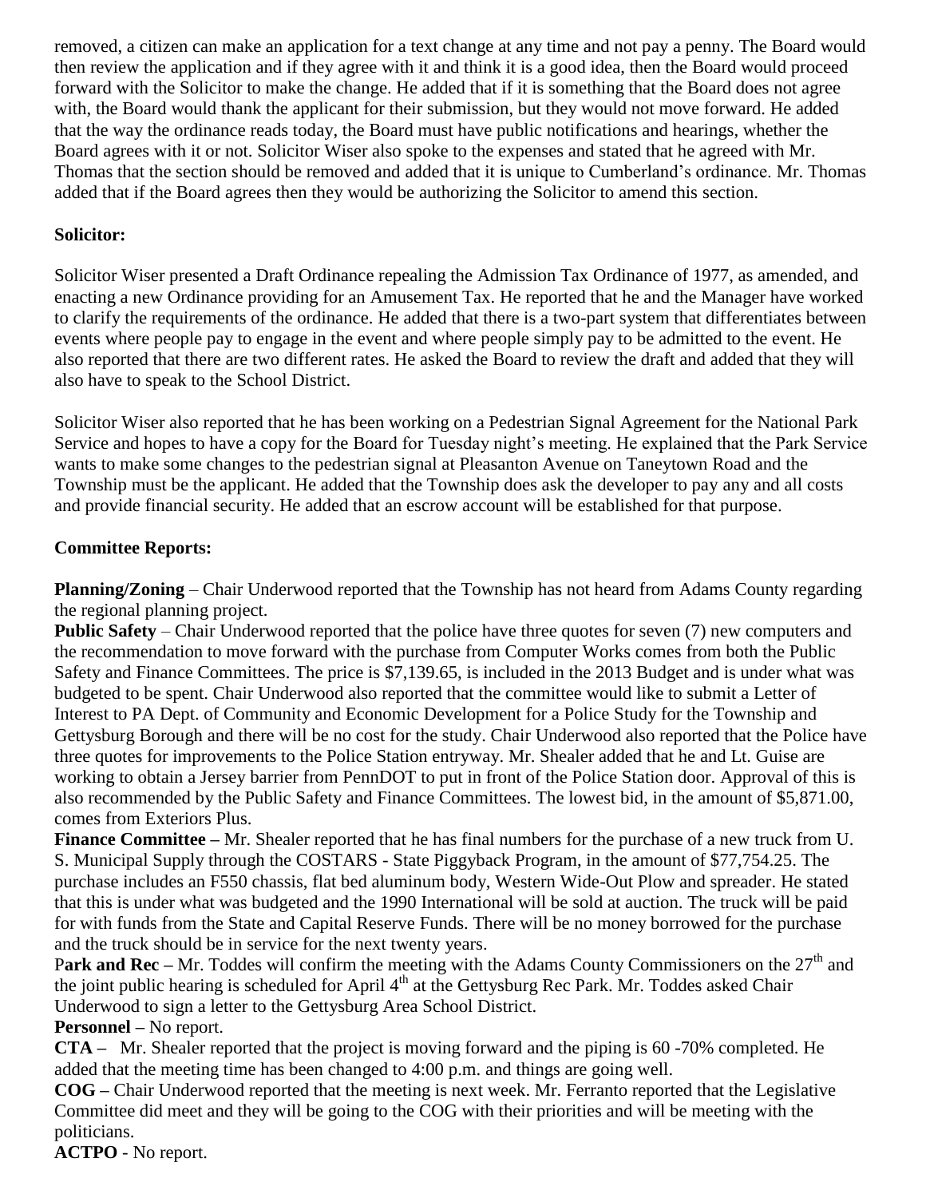removed, a citizen can make an application for a text change at any time and not pay a penny. The Board would then review the application and if they agree with it and think it is a good idea, then the Board would proceed forward with the Solicitor to make the change. He added that if it is something that the Board does not agree with, the Board would thank the applicant for their submission, but they would not move forward. He added that the way the ordinance reads today, the Board must have public notifications and hearings, whether the Board agrees with it or not. Solicitor Wiser also spoke to the expenses and stated that he agreed with Mr. Thomas that the section should be removed and added that it is unique to Cumberland's ordinance. Mr. Thomas added that if the Board agrees then they would be authorizing the Solicitor to amend this section.

**Solicitor:**

Solicitor Wiser presented a Draft Ordinance repealing the Admission Tax Ordinance of 1977, as amended, and enacting a new Ordinance providing for an Amusement Tax. He reported that he and the Manager have worked to clarify the requirements of the ordinance. He added that there is a two-part system that differentiates between events where people pay to engage in the event and where people simply pay to be admitted to the event. He also reported that there are two different rates. He asked the Board to review the draft and added that they will also have to speak to the School District.

Solicitor Wiser also reported that he has been working on a Pedestrian Signal Agreement for the National Park Service and hopes to have a copy for the Board for Tuesday night's meeting. He explained that the Park Service wants to make some changes to the pedestrian signal at Pleasanton Avenue on Taneytown Road and the Township must be the applicant. He added that the Township does ask the developer to pay any and all costs and provide financial security. He added that an escrow account will be established for that purpose.

**Committee Reports:**

**Planning/Zoning** – Chair Underwood reported that the Township has not heard from Adams County regarding the regional planning project.

**Public Safety** – Chair Underwood reported that the police have three quotes for seven (7) new computers and the recommendation to move forward with the purchase from Computer Works comes from both the Public Safety and Finance Committees. The price is $7,139.65, is included in the 2013 Budget and is under what was budgeted to be spent. Chair Underwood also reported that the committee would like to submit a Letter of Interest to PA Dept. of Community and Economic Development for a Police Study for the Township and Gettysburg Borough and there will be no cost for the study. Chair Underwood also reported that the Police have three quotes for improvements to the Police Station entryway. Mr. Shealer added that he and Lt. Guise are working to obtain a Jersey barrier from PennDOT to put in front of the Police Station door. Approval of this is also recommended by the Public Safety and Finance Committees. The lowest bid, in the amount of $5,871.00, comes from Exteriors Plus.

**Finance Committee –** Mr. Shealer reported that he has final numbers for the purchase of a new truck from U. S. Municipal Supply through the COSTARS - State Piggyback Program, in the amount of $77,754.25. The purchase includes an F550 chassis, flat bed aluminum body, Western Wide-Out Plow and spreader. He stated that this is under what was budgeted and the 1990 International will be sold at auction. The truck will be paid for with funds from the State and Capital Reserve Funds. There will be no money borrowed for the purchase and the truck should be in service for the next twenty years.

**Park and Rec –** Mr. Toddes will confirm the meeting with the Adams County Commissioners on the 27th and the joint public hearing is scheduled for April 4th at the Gettysburg Rec Park. Mr. Toddes asked Chair Underwood to sign a letter to the Gettysburg Area School District.

**Personnel –** No report.

**CTA –** Mr. Shealer reported that the project is moving forward and the piping is 60 -70% completed. He added that the meeting time has been changed to 4:00 p.m. and things are going well.

**COG –** Chair Underwood reported that the meeting is next week. Mr. Ferranto reported that the Legislative Committee did meet and they will be going to the COG with their priorities and will be meeting with the politicians.

**ACTPO** - No report.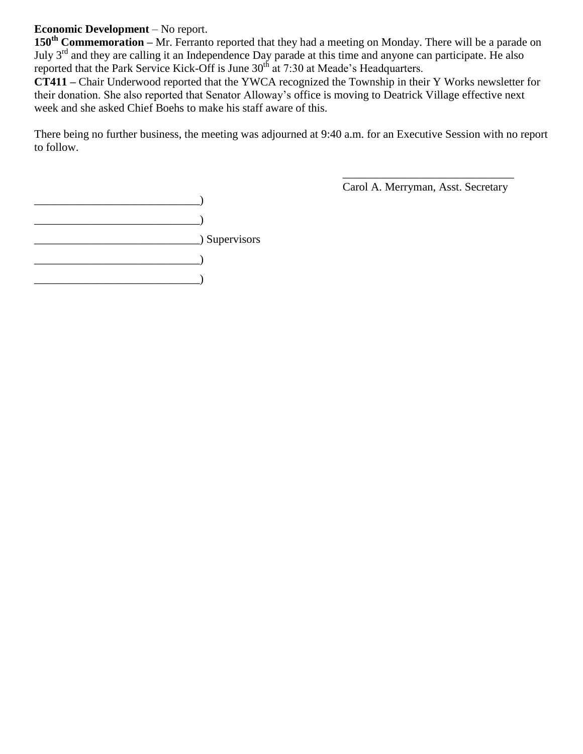**Economic Development** – No report.

**150th Commemoration –** Mr. Ferranto reported that they had a meeting on Monday. There will be a parade on July 3rd and they are calling it an Independence Day parade at this time and anyone can participate. He also reported that the Park Service Kick-Off is June 30th at 7:30 at Meade's Headquarters.

**CT411 –** Chair Underwood reported that the YWCA recognized the Township in their Y Works newsletter for their donation. She also reported that Senator Alloway's office is moving to Deatrick Village effective next week and she asked Chief Boehs to make his staff aware of this.

There being no further business, the meeting was adjourned at 9:40 a.m. for an Executive Session with no report to follow.

_______________________________
Carol A. Merryman, Asst. Secretary

_____________________________)
_____________________________)
_____________________________) Supervisors
_____________________________)
_____________________________)